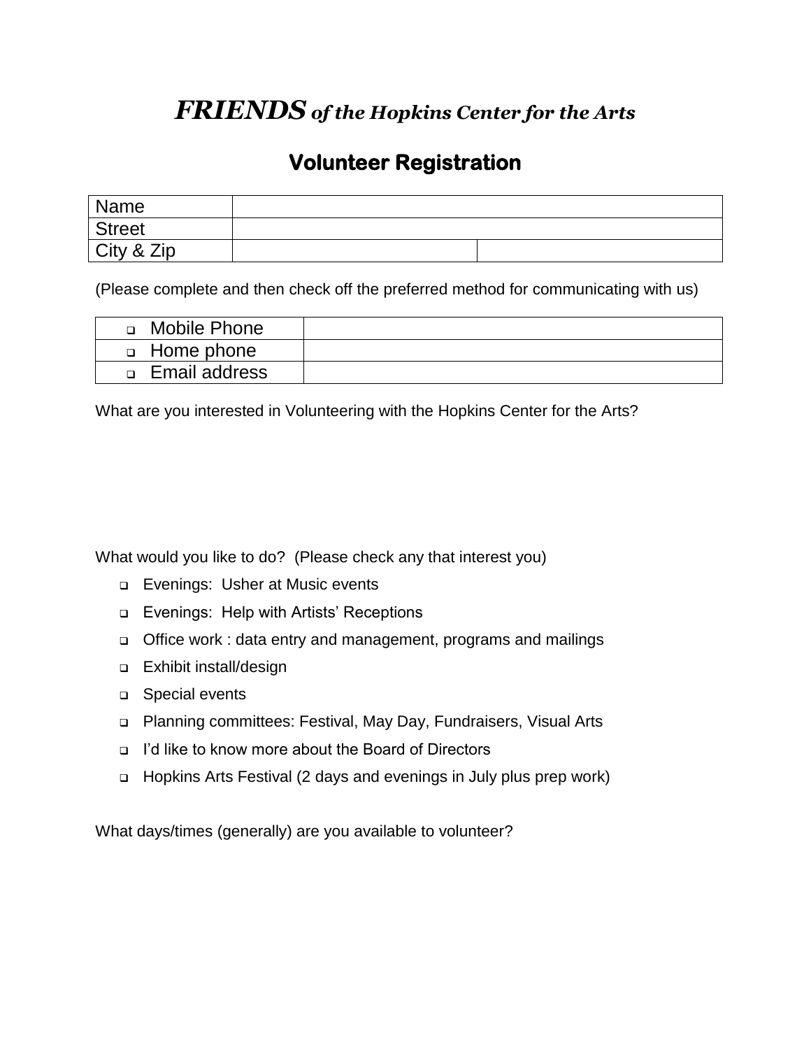# *FRIENDS of the Hopkins Center for the Arts*

## Volunteer Registration

| Name | | |
|---|---|---|
| Street | | |
| City & Zip | | |

(Please complete and then check off the preferred method for communicating with us)

| | |
|---|---|
| ❑ Mobile Phone | |
| ❑ Home phone | |
| ❑ Email address | |

What are you interested in Volunteering with the Hopkins Center for the Arts?

What would you like to do? (Please check any that interest you)

- ❑ Evenings: Usher at Music events
- ❑ Evenings: Help with Artists' Receptions
- ❑ Office work : data entry and management, programs and mailings
- ❑ Exhibit install/design
- ❑ Special events
- ❑ Planning committees: Festival, May Day, Fundraisers, Visual Arts
- ❑ I'd like to know more about the Board of Directors
- ❑ Hopkins Arts Festival (2 days and evenings in July plus prep work)

What days/times (generally) are you available to volunteer?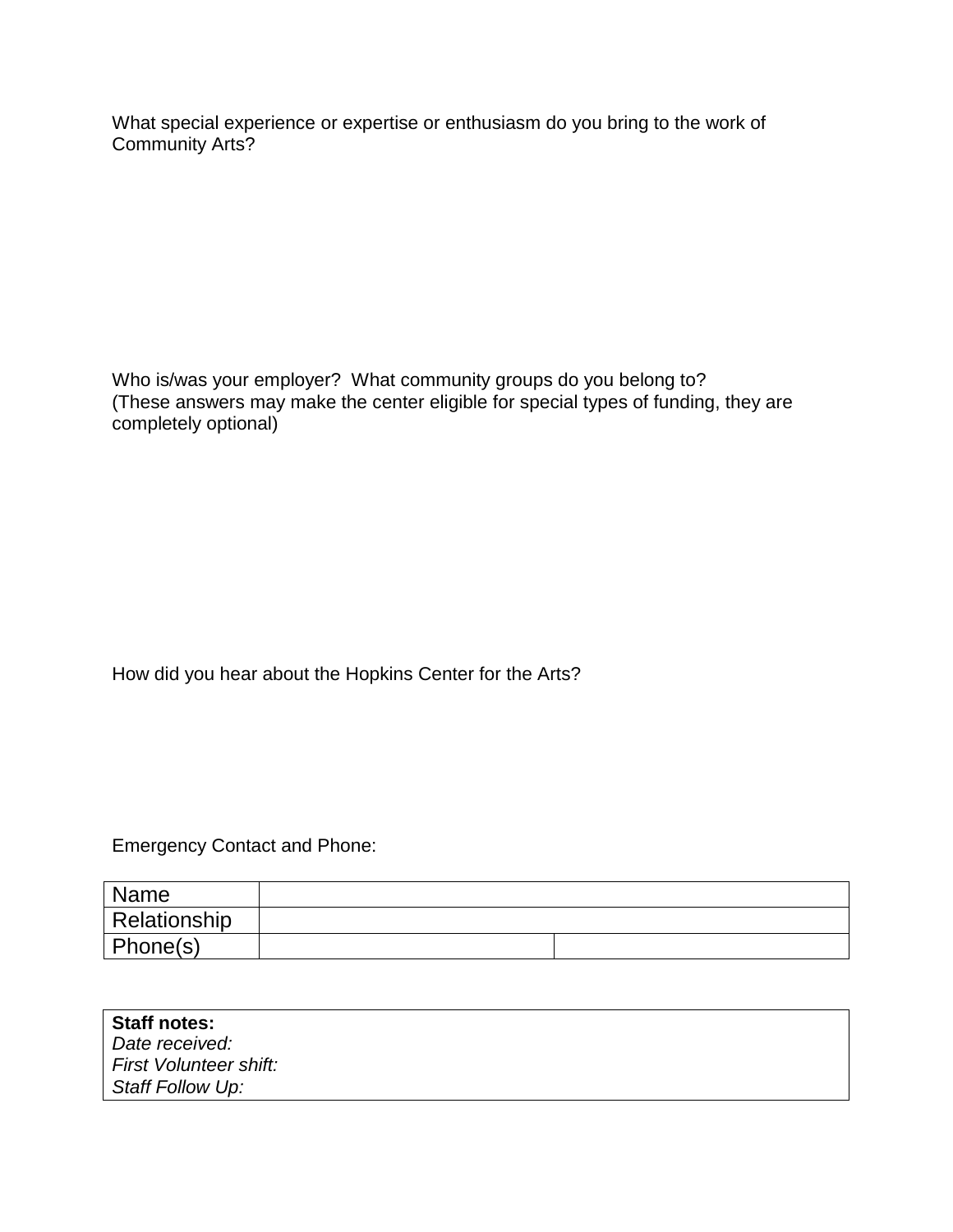What special experience or expertise or enthusiasm do you bring to the work of Community Arts?

Who is/was your employer?  What community groups do you belong to?
(These answers may make the center eligible for special types of funding, they are completely optional)

How did you hear about the Hopkins Center for the Arts?

Emergency Contact and Phone:

| | | |
|---|---|---|
| Name | | |
| Relationship | | |
| Phone(s) | | |

| |
|---|
| **Staff notes:**<br>*Date received:*<br>*First Volunteer shift:*<br>*Staff Follow Up:* |